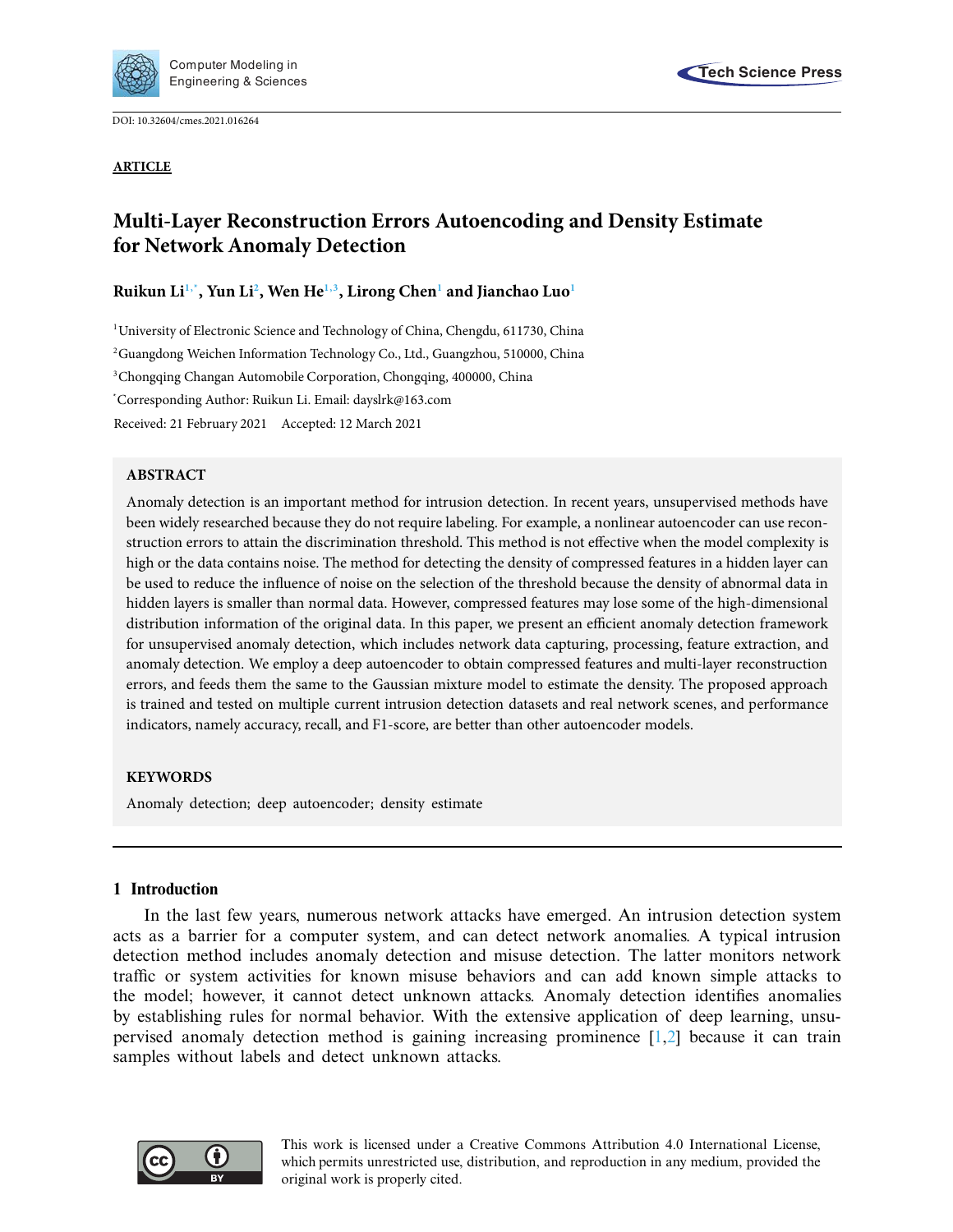DOI: 10.32604/cmes.2021.016264

**ARTICLE**

# Multi-Layer Reconstruction Errors Autoencoding and Density Estimate for Network Anomaly Detection

**Ruikun Li[1,*], Yun Li[2], Wen He[1,3], Lirong Chen[1] and Jianchao Luo[1]**

[1]University of Electronic Science and Technology of China, Chengdu, 611730, China

[2]Guangdong Weichen Information Technology Co., Ltd., Guangzhou, 510000, China

[3]Chongqing Changan Automobile Corporation, Chongqing, 400000, China

[*]Corresponding Author: Ruikun Li. Email: dayslrk@163.com

Received: 21 February 2021 Accepted: 12 March 2021

## ABSTRACT

Anomaly detection is an important method for intrusion detection. In recent years, unsupervised methods have been widely researched because they do not require labeling. For example, a nonlinear autoencoder can use reconstruction errors to attain the discrimination threshold. This method is not effective when the model complexity is high or the data contains noise. The method for detecting the density of compressed features in a hidden layer can be used to reduce the influence of noise on the selection of the threshold because the density of abnormal data in hidden layers is smaller than normal data. However, compressed features may lose some of the high-dimensional distribution information of the original data. In this paper, we present an efficient anomaly detection framework for unsupervised anomaly detection, which includes network data capturing, processing, feature extraction, and anomaly detection. We employ a deep autoencoder to obtain compressed features and multi-layer reconstruction errors, and feeds them the same to the Gaussian mixture model to estimate the density. The proposed approach is trained and tested on multiple current intrusion detection datasets and real network scenes, and performance indicators, namely accuracy, recall, and F1-score, are better than other autoencoder models.

## KEYWORDS

Anomaly detection; deep autoencoder; density estimate

## 1 Introduction

In the last few years, numerous network attacks have emerged. An intrusion detection system acts as a barrier for a computer system, and can detect network anomalies. A typical intrusion detection method includes anomaly detection and misuse detection. The latter monitors network traffic or system activities for known misuse behaviors and can add known simple attacks to the model; however, it cannot detect unknown attacks. Anomaly detection identifies anomalies by establishing rules for normal behavior. With the extensive application of deep learning, unsupervised anomaly detection method is gaining increasing prominence [1,2] because it can train samples without labels and detect unknown attacks.

This work is licensed under a Creative Commons Attribution 4.0 International License, which permits unrestricted use, distribution, and reproduction in any medium, provided the original work is properly cited.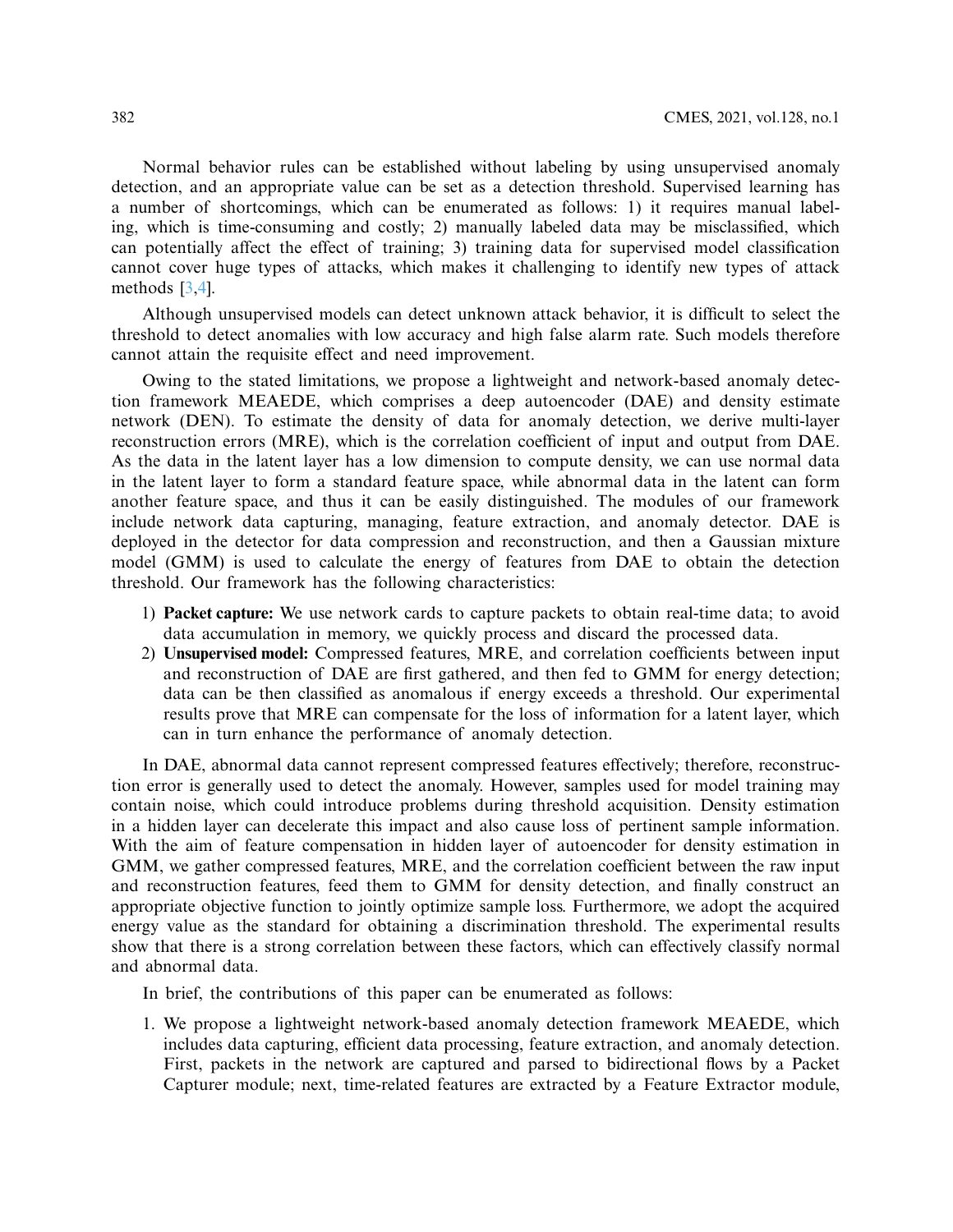Normal behavior rules can be established without labeling by using unsupervised anomaly detection, and an appropriate value can be set as a detection threshold. Supervised learning has a number of shortcomings, which can be enumerated as follows: 1) it requires manual labeling, which is time-consuming and costly; 2) manually labeled data may be misclassified, which can potentially affect the effect of training; 3) training data for supervised model classification cannot cover huge types of attacks, which makes it challenging to identify new types of attack methods [3,4].

Although unsupervised models can detect unknown attack behavior, it is difficult to select the threshold to detect anomalies with low accuracy and high false alarm rate. Such models therefore cannot attain the requisite effect and need improvement.

Owing to the stated limitations, we propose a lightweight and network-based anomaly detection framework MEAEDE, which comprises a deep autoencoder (DAE) and density estimate network (DEN). To estimate the density of data for anomaly detection, we derive multi-layer reconstruction errors (MRE), which is the correlation coefficient of input and output from DAE. As the data in the latent layer has a low dimension to compute density, we can use normal data in the latent layer to form a standard feature space, while abnormal data in the latent can form another feature space, and thus it can be easily distinguished. The modules of our framework include network data capturing, managing, feature extraction, and anomaly detector. DAE is deployed in the detector for data compression and reconstruction, and then a Gaussian mixture model (GMM) is used to calculate the energy of features from DAE to obtain the detection threshold. Our framework has the following characteristics:

1) **Packet capture:** We use network cards to capture packets to obtain real-time data; to avoid data accumulation in memory, we quickly process and discard the processed data.
2) **Unsupervised model:** Compressed features, MRE, and correlation coefficients between input and reconstruction of DAE are first gathered, and then fed to GMM for energy detection; data can be then classified as anomalous if energy exceeds a threshold. Our experimental results prove that MRE can compensate for the loss of information for a latent layer, which can in turn enhance the performance of anomaly detection.

In DAE, abnormal data cannot represent compressed features effectively; therefore, reconstruction error is generally used to detect the anomaly. However, samples used for model training may contain noise, which could introduce problems during threshold acquisition. Density estimation in a hidden layer can decelerate this impact and also cause loss of pertinent sample information. With the aim of feature compensation in hidden layer of autoencoder for density estimation in GMM, we gather compressed features, MRE, and the correlation coefficient between the raw input and reconstruction features, feed them to GMM for density detection, and finally construct an appropriate objective function to jointly optimize sample loss. Furthermore, we adopt the acquired energy value as the standard for obtaining a discrimination threshold. The experimental results show that there is a strong correlation between these factors, which can effectively classify normal and abnormal data.

In brief, the contributions of this paper can be enumerated as follows:

1. We propose a lightweight network-based anomaly detection framework MEAEDE, which includes data capturing, efficient data processing, feature extraction, and anomaly detection. First, packets in the network are captured and parsed to bidirectional flows by a Packet Capturer module; next, time-related features are extracted by a Feature Extractor module,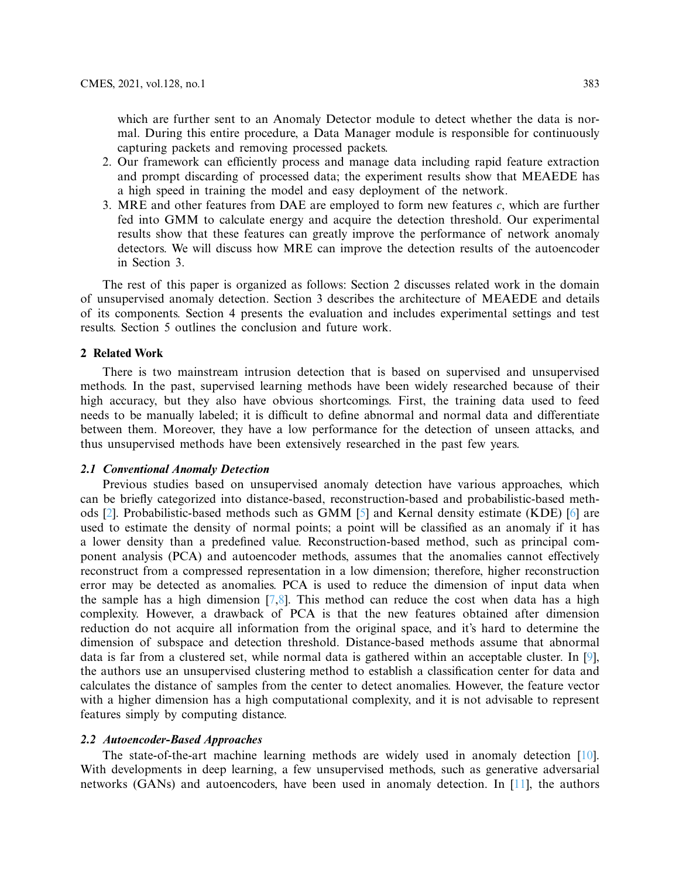which are further sent to an Anomaly Detector module to detect whether the data is normal. During this entire procedure, a Data Manager module is responsible for continuously capturing packets and removing processed packets.

2. Our framework can efficiently process and manage data including rapid feature extraction and prompt discarding of processed data; the experiment results show that MEAEDE has a high speed in training the model and easy deployment of the network.
3. MRE and other features from DAE are employed to form new features $c$, which are further fed into GMM to calculate energy and acquire the detection threshold. Our experimental results show that these features can greatly improve the performance of network anomaly detectors. We will discuss how MRE can improve the detection results of the autoencoder in Section 3.

The rest of this paper is organized as follows: Section 2 discusses related work in the domain of unsupervised anomaly detection. Section 3 describes the architecture of MEAEDE and details of its components. Section 4 presents the evaluation and includes experimental settings and test results. Section 5 outlines the conclusion and future work.

## 2 Related Work

There is two mainstream intrusion detection that is based on supervised and unsupervised methods. In the past, supervised learning methods have been widely researched because of their high accuracy, but they also have obvious shortcomings. First, the training data used to feed needs to be manually labeled; it is difficult to define abnormal and normal data and differentiate between them. Moreover, they have a low performance for the detection of unseen attacks, and thus unsupervised methods have been extensively researched in the past few years.

### *2.1 Conventional Anomaly Detection*

Previous studies based on unsupervised anomaly detection have various approaches, which can be briefly categorized into distance-based, reconstruction-based and probabilistic-based methods [2]. Probabilistic-based methods such as GMM [5] and Kernal density estimate (KDE) [6] are used to estimate the density of normal points; a point will be classified as an anomaly if it has a lower density than a predefined value. Reconstruction-based method, such as principal component analysis (PCA) and autoencoder methods, assumes that the anomalies cannot effectively reconstruct from a compressed representation in a low dimension; therefore, higher reconstruction error may be detected as anomalies. PCA is used to reduce the dimension of input data when the sample has a high dimension [7,8]. This method can reduce the cost when data has a high complexity. However, a drawback of PCA is that the new features obtained after dimension reduction do not acquire all information from the original space, and it's hard to determine the dimension of subspace and detection threshold. Distance-based methods assume that abnormal data is far from a clustered set, while normal data is gathered within an acceptable cluster. In [9], the authors use an unsupervised clustering method to establish a classification center for data and calculates the distance of samples from the center to detect anomalies. However, the feature vector with a higher dimension has a high computational complexity, and it is not advisable to represent features simply by computing distance.

### *2.2 Autoencoder-Based Approaches*

The state-of-the-art machine learning methods are widely used in anomaly detection [10]. With developments in deep learning, a few unsupervised methods, such as generative adversarial networks (GANs) and autoencoders, have been used in anomaly detection. In [11], the authors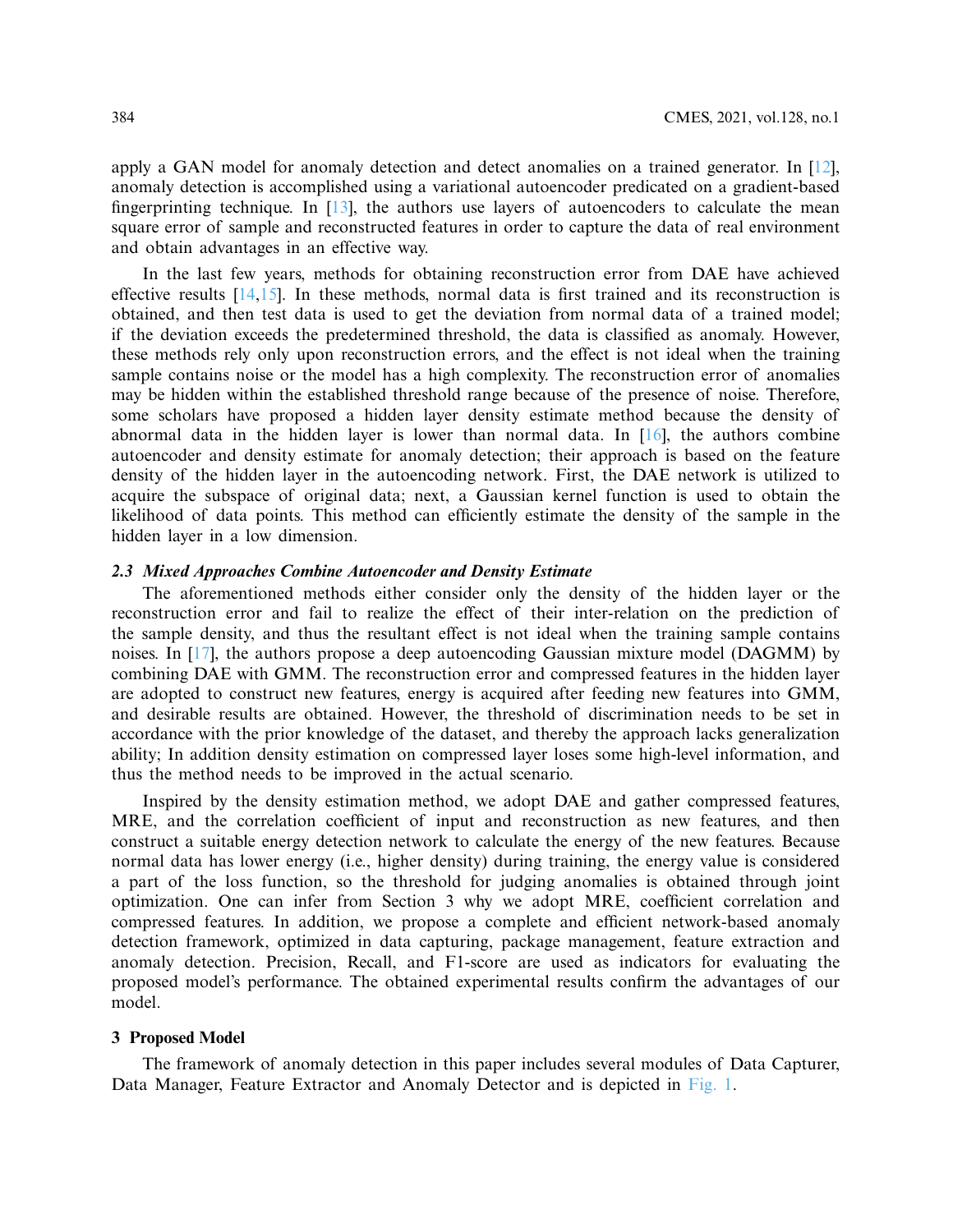apply a GAN model for anomaly detection and detect anomalies on a trained generator. In [12], anomaly detection is accomplished using a variational autoencoder predicated on a gradient-based fingerprinting technique. In [13], the authors use layers of autoencoders to calculate the mean square error of sample and reconstructed features in order to capture the data of real environment and obtain advantages in an effective way.

In the last few years, methods for obtaining reconstruction error from DAE have achieved effective results [14,15]. In these methods, normal data is first trained and its reconstruction is obtained, and then test data is used to get the deviation from normal data of a trained model; if the deviation exceeds the predetermined threshold, the data is classified as anomaly. However, these methods rely only upon reconstruction errors, and the effect is not ideal when the training sample contains noise or the model has a high complexity. The reconstruction error of anomalies may be hidden within the established threshold range because of the presence of noise. Therefore, some scholars have proposed a hidden layer density estimate method because the density of abnormal data in the hidden layer is lower than normal data. In [16], the authors combine autoencoder and density estimate for anomaly detection; their approach is based on the feature density of the hidden layer in the autoencoding network. First, the DAE network is utilized to acquire the subspace of original data; next, a Gaussian kernel function is used to obtain the likelihood of data points. This method can efficiently estimate the density of the sample in the hidden layer in a low dimension.

### *2.3 Mixed Approaches Combine Autoencoder and Density Estimate*

The aforementioned methods either consider only the density of the hidden layer or the reconstruction error and fail to realize the effect of their inter-relation on the prediction of the sample density, and thus the resultant effect is not ideal when the training sample contains noises. In [17], the authors propose a deep autoencoding Gaussian mixture model (DAGMM) by combining DAE with GMM. The reconstruction error and compressed features in the hidden layer are adopted to construct new features, energy is acquired after feeding new features into GMM, and desirable results are obtained. However, the threshold of discrimination needs to be set in accordance with the prior knowledge of the dataset, and thereby the approach lacks generalization ability; In addition density estimation on compressed layer loses some high-level information, and thus the method needs to be improved in the actual scenario.

Inspired by the density estimation method, we adopt DAE and gather compressed features, MRE, and the correlation coefficient of input and reconstruction as new features, and then construct a suitable energy detection network to calculate the energy of the new features. Because normal data has lower energy (i.e., higher density) during training, the energy value is considered a part of the loss function, so the threshold for judging anomalies is obtained through joint optimization. One can infer from Section 3 why we adopt MRE, coefficient correlation and compressed features. In addition, we propose a complete and efficient network-based anomaly detection framework, optimized in data capturing, package management, feature extraction and anomaly detection. Precision, Recall, and F1-score are used as indicators for evaluating the proposed model's performance. The obtained experimental results confirm the advantages of our model.

## 3 Proposed Model

The framework of anomaly detection in this paper includes several modules of Data Capturer, Data Manager, Feature Extractor and Anomaly Detector and is depicted in Fig. 1.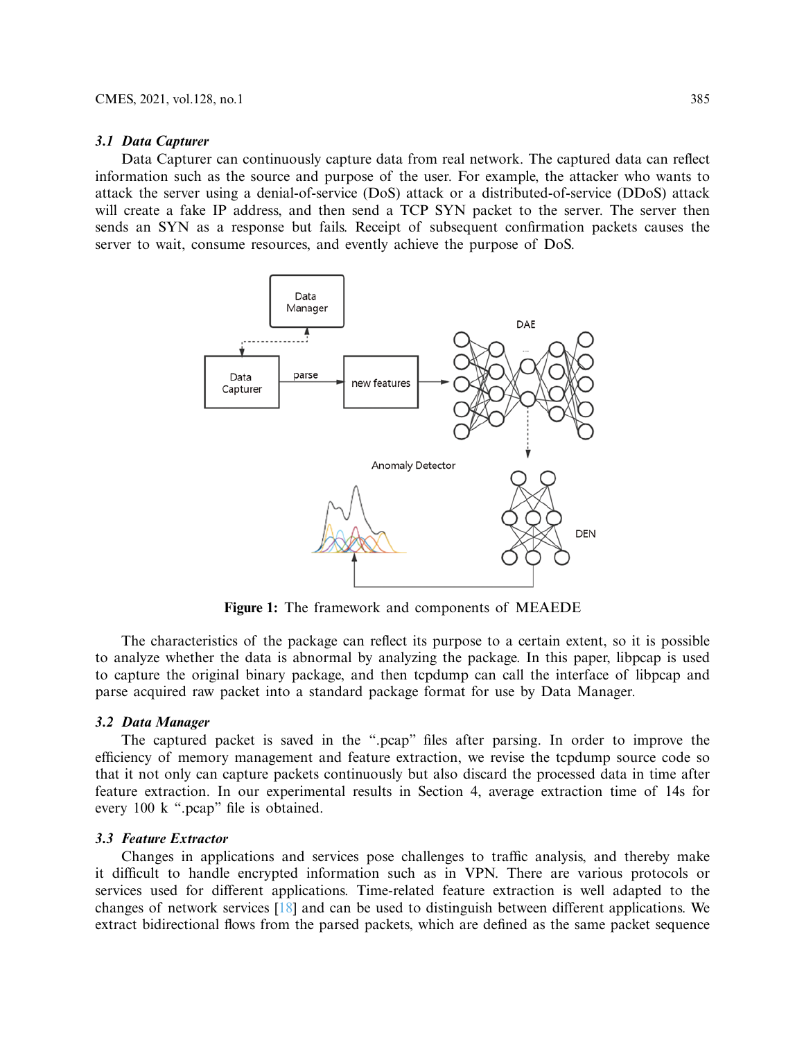### 3.1 Data Capturer

Data Capturer can continuously capture data from real network. The captured data can reflect information such as the source and purpose of the user. For example, the attacker who wants to attack the server using a denial-of-service (DoS) attack or a distributed-of-service (DDoS) attack will create a fake IP address, and then send a TCP SYN packet to the server. The server then sends an SYN as a response but fails. Receipt of subsequent confirmation packets causes the server to wait, consume resources, and evently achieve the purpose of DoS.

**Figure 1:** The framework and components of MEAEDE

The characteristics of the package can reflect its purpose to a certain extent, so it is possible to analyze whether the data is abnormal by analyzing the package. In this paper, libpcap is used to capture the original binary package, and then tcpdump can call the interface of libpcap and parse acquired raw packet into a standard package format for use by Data Manager.

### 3.2 Data Manager

The captured packet is saved in the ".pcap" files after parsing. In order to improve the efficiency of memory management and feature extraction, we revise the tcpdump source code so that it not only can capture packets continuously but also discard the processed data in time after feature extraction. In our experimental results in Section 4, average extraction time of 14s for every 100 k ".pcap" file is obtained.

### 3.3 Feature Extractor

Changes in applications and services pose challenges to traffic analysis, and thereby make it difficult to handle encrypted information such as in VPN. There are various protocols or services used for different applications. Time-related feature extraction is well adapted to the changes of network services [18] and can be used to distinguish between different applications. We extract bidirectional flows from the parsed packets, which are defined as the same packet sequence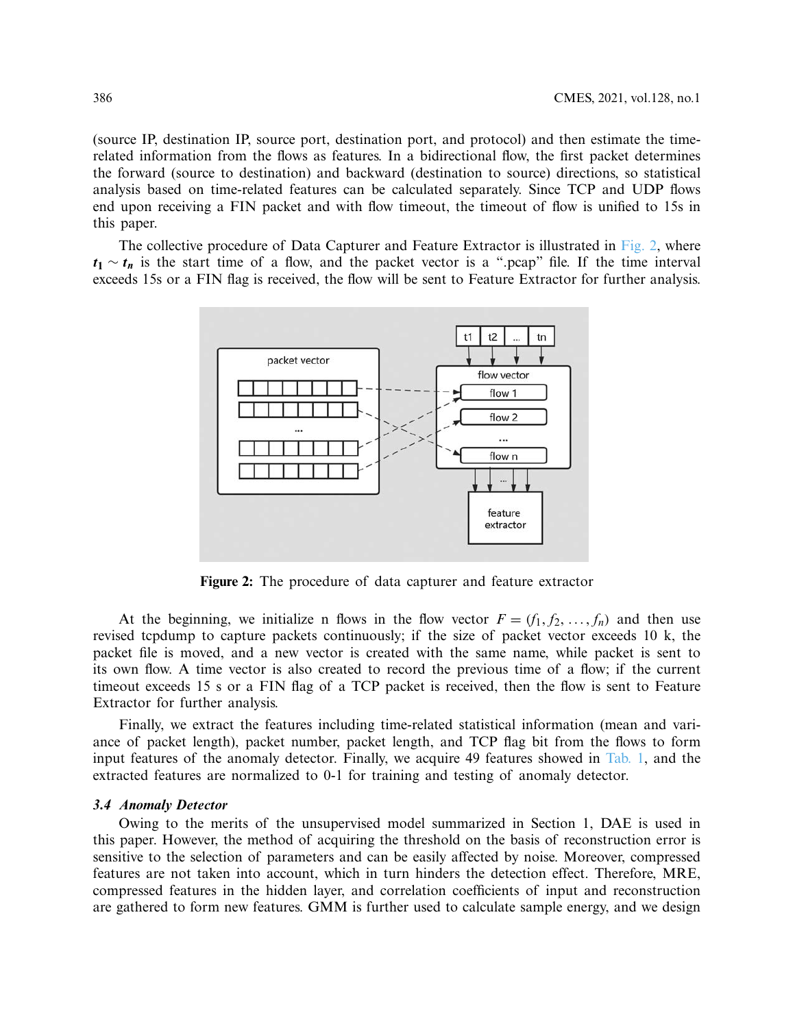(source IP, destination IP, source port, destination port, and protocol) and then estimate the time-related information from the flows as features. In a bidirectional flow, the first packet determines the forward (source to destination) and backward (destination to source) directions, so statistical analysis based on time-related features can be calculated separately. Since TCP and UDP flows end upon receiving a FIN packet and with flow timeout, the timeout of flow is unified to 15s in this paper.

The collective procedure of Data Capturer and Feature Extractor is illustrated in Fig. 2, where $\boldsymbol{t_1} \sim \boldsymbol{t_n}$ is the start time of a flow, and the packet vector is a ".pcap" file. If the time interval exceeds 15s or a FIN flag is received, the flow will be sent to Feature Extractor for further analysis.

**Figure 2:** The procedure of data capturer and feature extractor

At the beginning, we initialize n flows in the flow vector $F = (f_1, f_2, \ldots, f_n)$ and then use revised tcpdump to capture packets continuously; if the size of packet vector exceeds 10 k, the packet file is moved, and a new vector is created with the same name, while packet is sent to its own flow. A time vector is also created to record the previous time of a flow; if the current timeout exceeds 15 s or a FIN flag of a TCP packet is received, then the flow is sent to Feature Extractor for further analysis.

Finally, we extract the features including time-related statistical information (mean and variance of packet length), packet number, packet length, and TCP flag bit from the flows to form input features of the anomaly detector. Finally, we acquire 49 features showed in Tab. 1, and the extracted features are normalized to 0-1 for training and testing of anomaly detector.

### *3.4 Anomaly Detector*

Owing to the merits of the unsupervised model summarized in Section 1, DAE is used in this paper. However, the method of acquiring the threshold on the basis of reconstruction error is sensitive to the selection of parameters and can be easily affected by noise. Moreover, compressed features are not taken into account, which in turn hinders the detection effect. Therefore, MRE, compressed features in the hidden layer, and correlation coefficients of input and reconstruction are gathered to form new features. GMM is further used to calculate sample energy, and we design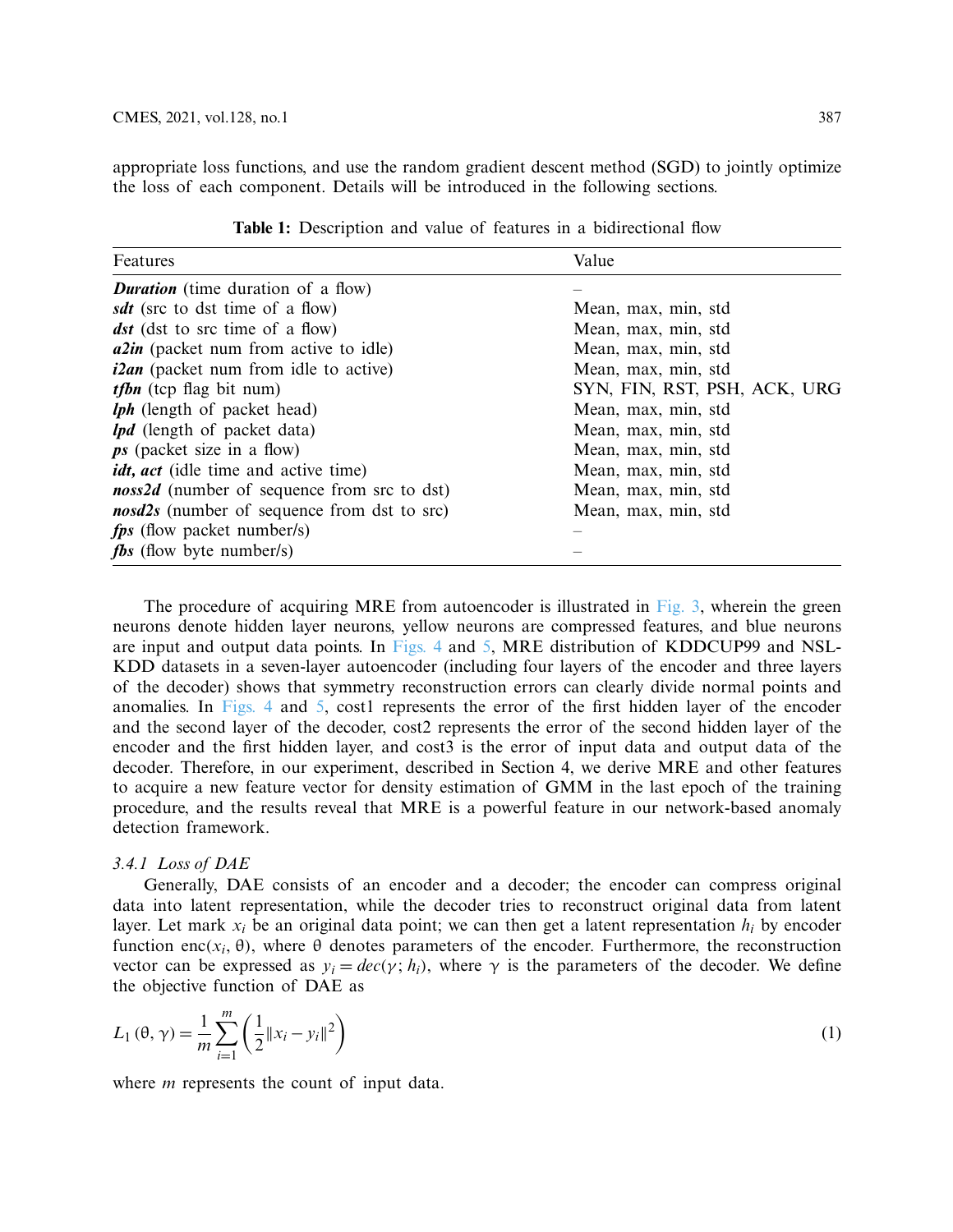appropriate loss functions, and use the random gradient descent method (SGD) to jointly optimize the loss of each component. Details will be introduced in the following sections.

**Table 1:** Description and value of features in a bidirectional flow

| Features | Value |
|---|---|
| ***Duration*** (time duration of a flow) | – |
| ***sdt*** (src to dst time of a flow) | Mean, max, min, std |
| ***dst*** (dst to src time of a flow) | Mean, max, min, std |
| ***a2in*** (packet num from active to idle) | Mean, max, min, std |
| ***i2an*** (packet num from idle to active) | Mean, max, min, std |
| ***tfbn*** (tcp flag bit num) | SYN, FIN, RST, PSH, ACK, URG |
| ***lph*** (length of packet head) | Mean, max, min, std |
| ***lpd*** (length of packet data) | Mean, max, min, std |
| ***ps*** (packet size in a flow) | Mean, max, min, std |
| ***idt, act*** (idle time and active time) | Mean, max, min, std |
| ***noss2d*** (number of sequence from src to dst) | Mean, max, min, std |
| ***nosd2s*** (number of sequence from dst to src) | Mean, max, min, std |
| ***fps*** (flow packet number/s) | – |
| ***fbs*** (flow byte number/s) | – |

The procedure of acquiring MRE from autoencoder is illustrated in Fig. 3, wherein the green neurons denote hidden layer neurons, yellow neurons are compressed features, and blue neurons are input and output data points. In Figs. 4 and 5, MRE distribution of KDDCUP99 and NSL-KDD datasets in a seven-layer autoencoder (including four layers of the encoder and three layers of the decoder) shows that symmetry reconstruction errors can clearly divide normal points and anomalies. In Figs. 4 and 5, cost1 represents the error of the first hidden layer of the encoder and the second layer of the decoder, cost2 represents the error of the second hidden layer of the encoder and the first hidden layer, and cost3 is the error of input data and output data of the decoder. Therefore, in our experiment, described in Section 4, we derive MRE and other features to acquire a new feature vector for density estimation of GMM in the last epoch of the training procedure, and the results reveal that MRE is a powerful feature in our network-based anomaly detection framework.

*3.4.1 Loss of DAE*

Generally, DAE consists of an encoder and a decoder; the encoder can compress original data into latent representation, while the decoder tries to reconstruct original data from latent layer. Let mark $x_i$ be an original data point; we can then get a latent representation $h_i$ by encoder function enc($x_i$, θ), where θ denotes parameters of the encoder. Furthermore, the reconstruction vector can be expressed as $y_i = dec(\gamma; h_i)$, where γ is the parameters of the decoder. We define the objective function of DAE as

$$L_1(\theta, \gamma) = \frac{1}{m}\sum_{i=1}^{m}\left(\frac{1}{2}\|x_i - y_i\|^2\right) \tag{1}$$

where $m$ represents the count of input data.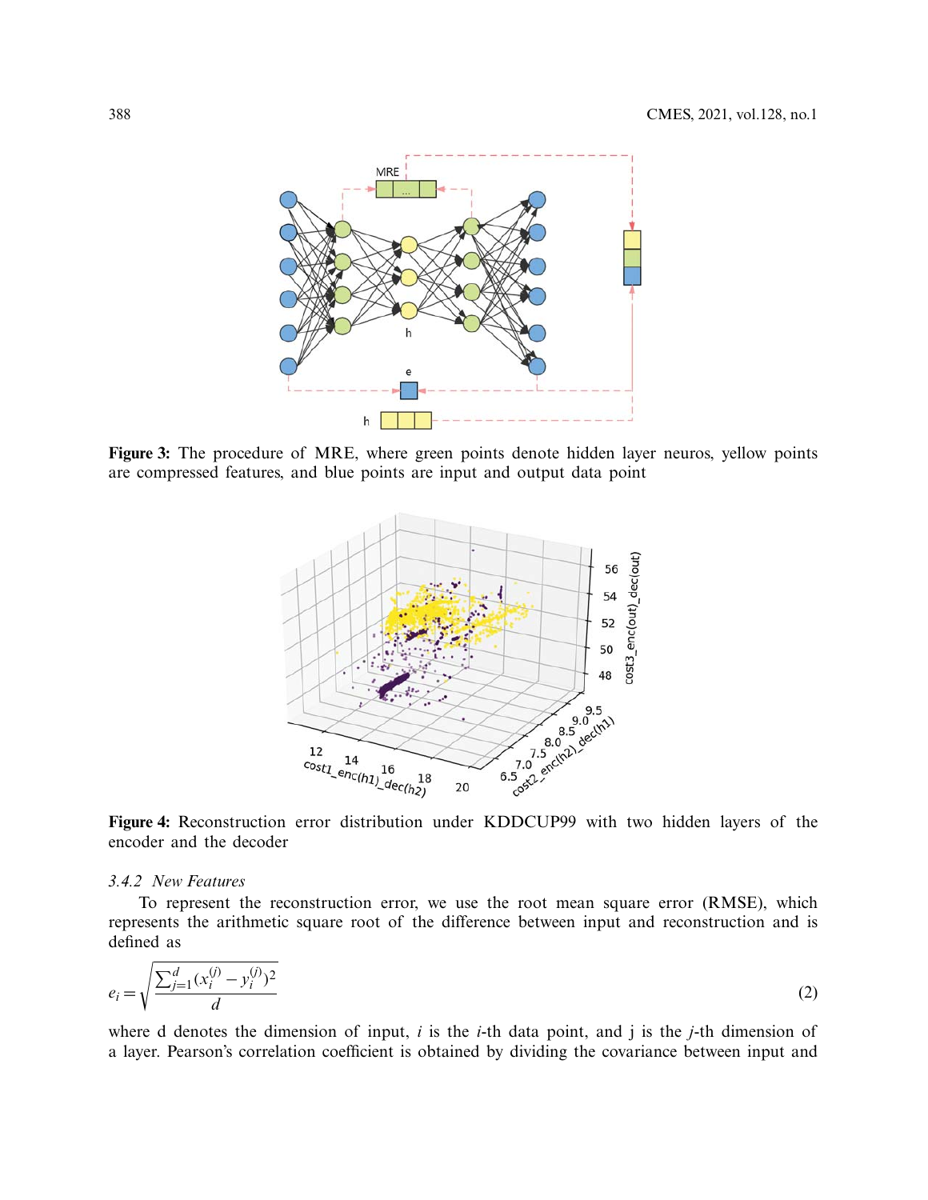Figure 3: The procedure of MRE, where green points denote hidden layer neuros, yellow points are compressed features, and blue points are input and output data point

Figure 4: Reconstruction error distribution under KDDCUP99 with two hidden layers of the encoder and the decoder

### *3.4.2 New Features*

To represent the reconstruction error, we use the root mean square error (RMSE), which represents the arithmetic square root of the difference between input and reconstruction and is defined as

$$e_i = \sqrt{\frac{\sum_{j=1}^{d} (x_i^{(j)} - y_i^{(j)})^2}{d}} \tag{2}$$

where d denotes the dimension of input, $i$ is the $i$-th data point, and j is the $j$-th dimension of a layer. Pearson's correlation coefficient is obtained by dividing the covariance between input and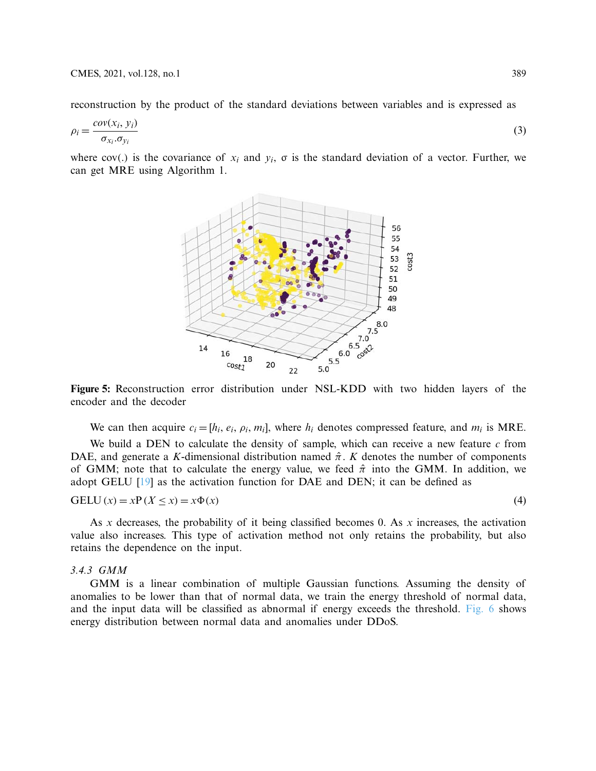reconstruction by the product of the standard deviations between variables and is expressed as

$$\rho_i = \frac{cov(x_i, y_i)}{\sigma_{x_i}.\sigma_{y_i}} \tag{3}$$

where cov(.) is the covariance of $x_i$ and $y_i$, σ is the standard deviation of a vector. Further, we can get MRE using Algorithm 1.

**Figure 5:** Reconstruction error distribution under NSL-KDD with two hidden layers of the encoder and the decoder

We can then acquire $c_i = [h_i, e_i, \rho_i, m_i]$, where $h_i$ denotes compressed feature, and $m_i$ is MRE.

We build a DEN to calculate the density of sample, which can receive a new feature $c$ from DAE, and generate a $K$-dimensional distribution named $\hat{\pi}$. $K$ denotes the number of components of GMM; note that to calculate the energy value, we feed $\hat{\pi}$ into the GMM. In addition, we adopt GELU [19] as the activation function for DAE and DEN; it can be defined as

$$\text{GELU}(x) = x\text{P}(X \leq x) = x\Phi(x) \tag{4}$$

As $x$ decreases, the probability of it being classified becomes 0. As $x$ increases, the activation value also increases. This type of activation method not only retains the probability, but also retains the dependence on the input.

### 3.4.3 GMM

GMM is a linear combination of multiple Gaussian functions. Assuming the density of anomalies to be lower than that of normal data, we train the energy threshold of normal data, and the input data will be classified as abnormal if energy exceeds the threshold. Fig. 6 shows energy distribution between normal data and anomalies under DDoS.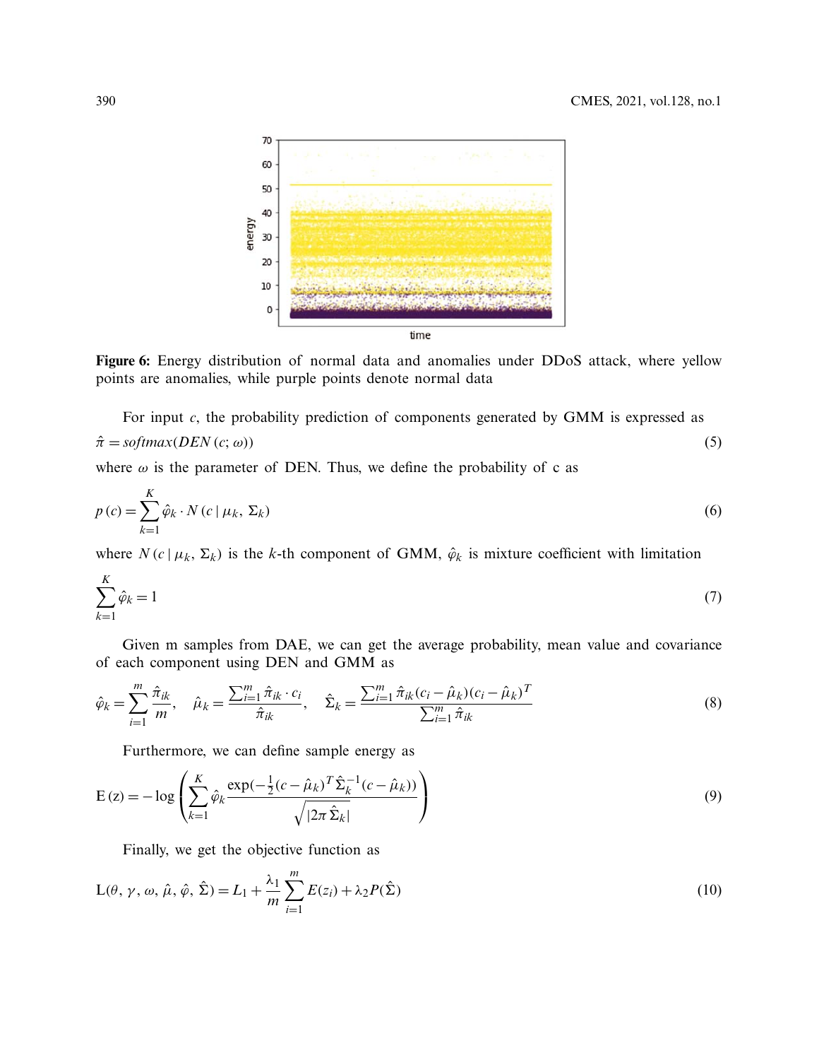**Figure 6:** Energy distribution of normal data and anomalies under DDoS attack, where yellow points are anomalies, while purple points denote normal data

For input $c$, the probability prediction of components generated by GMM is expressed as

$$\hat{\pi} = softmax(DEN\,(c;\,\omega)) \tag{5}$$

where $\omega$ is the parameter of DEN. Thus, we define the probability of c as

$$p\,(c) = \sum_{k=1}^{K} \hat{\varphi}_k \cdot N\,(c \mid \mu_k,\, \Sigma_k) \tag{6}$$

where $N\,(c \mid \mu_k,\, \Sigma_k)$ is the $k$-th component of GMM, $\hat{\varphi}_k$ is mixture coefficient with limitation

$$\sum_{k=1}^{K} \hat{\varphi}_k = 1 \tag{7}$$

Given m samples from DAE, we can get the average probability, mean value and covariance of each component using DEN and GMM as

$$\hat{\varphi}_k = \sum_{i=1}^{m} \frac{\hat{\pi}_{ik}}{m}, \quad \hat{\mu}_k = \frac{\sum_{i=1}^{m} \hat{\pi}_{ik} \cdot c_i}{\hat{\pi}_{ik}}, \quad \hat{\Sigma}_k = \frac{\sum_{i=1}^{m} \hat{\pi}_{ik}(c_i - \hat{\mu}_k)(c_i - \hat{\mu}_k)^T}{\sum_{i=1}^{m} \hat{\pi}_{ik}} \tag{8}$$

Furthermore, we can define sample energy as

$$\mathrm{E}\,(\mathrm{z}) = -\log\left(\sum_{k=1}^{K} \hat{\varphi}_k \frac{\exp(-\frac{1}{2}(c - \hat{\mu}_k)^T \hat{\Sigma}_k^{-1}(c - \hat{\mu}_k))}{\sqrt{|2\pi\,\hat{\Sigma}_k|}}\right) \tag{9}$$

Finally, we get the objective function as

$$\mathrm{L}(\theta,\, \gamma,\, \omega,\, \hat{\mu},\, \hat{\varphi},\, \hat{\Sigma}) = L_1 + \frac{\lambda_1}{m} \sum_{i=1}^{m} E(z_i) + \lambda_2 P(\hat{\Sigma}) \tag{10}$$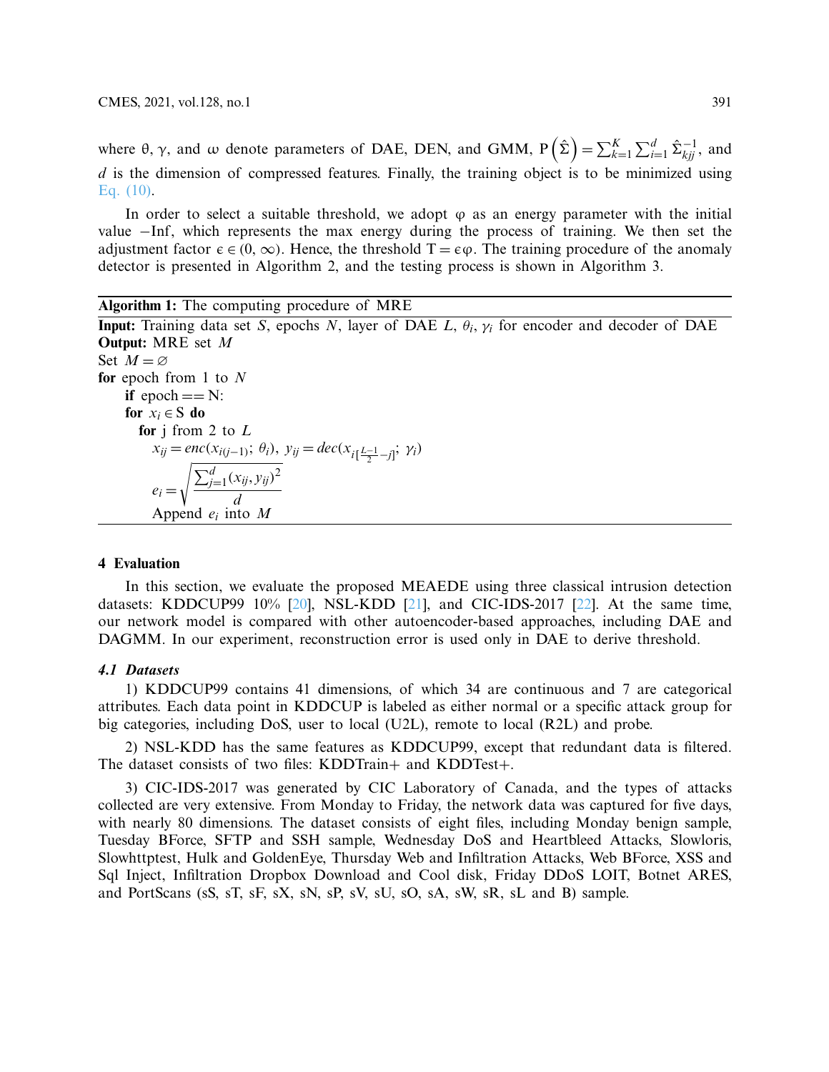where θ, γ, and ω denote parameters of DAE, DEN, and GMM, $P\left(\hat{\Sigma}\right) = \sum_{k=1}^{K} \sum_{i=1}^{d} \hat{\Sigma}_{kjj}^{-1}$, and $d$ is the dimension of compressed features. Finally, the training object is to be minimized using Eq. (10).

In order to select a suitable threshold, we adopt φ as an energy parameter with the initial value −Inf, which represents the max energy during the process of training. We then set the adjustment factor $\epsilon \in (0, \infty)$. Hence, the threshold $T = \epsilon\varphi$. The training procedure of the anomaly detector is presented in Algorithm 2, and the testing process is shown in Algorithm 3.

---

**Algorithm 1:** The computing procedure of MRE

---

**Input:** Training data set $S$, epochs $N$, layer of DAE $L$, $\theta_i$, $\gamma_i$ for encoder and decoder of DAE
**Output:** MRE set $M$
Set $M = \varnothing$
**for** epoch from 1 to $N$
  **if** epoch == N:
  **for** $x_i \in S$ **do**
   **for** j from 2 to $L$
    $x_{ij} = enc(x_{i(j-1)};\, \theta_i),\ y_{ij} = dec(x_{i[\frac{L-1}{2}-j]};\, \gamma_i)$
    $e_i = \sqrt{\dfrac{\sum_{j=1}^{d} (x_{ij}, y_{ij})^2}{d}}$
    Append $e_i$ into $M$

---

## 4 Evaluation

In this section, we evaluate the proposed MEAEDE using three classical intrusion detection datasets: KDDCUP99 10% [20], NSL-KDD [21], and CIC-IDS-2017 [22]. At the same time, our network model is compared with other autoencoder-based approaches, including DAE and DAGMM. In our experiment, reconstruction error is used only in DAE to derive threshold.

### *4.1 Datasets*

1) KDDCUP99 contains 41 dimensions, of which 34 are continuous and 7 are categorical attributes. Each data point in KDDCUP is labeled as either normal or a specific attack group for big categories, including DoS, user to local (U2L), remote to local (R2L) and probe.

2) NSL-KDD has the same features as KDDCUP99, except that redundant data is filtered. The dataset consists of two files: KDDTrain+ and KDDTest+.

3) CIC-IDS-2017 was generated by CIC Laboratory of Canada, and the types of attacks collected are very extensive. From Monday to Friday, the network data was captured for five days, with nearly 80 dimensions. The dataset consists of eight files, including Monday benign sample, Tuesday BForce, SFTP and SSH sample, Wednesday DoS and Heartbleed Attacks, Slowloris, Slowhttptest, Hulk and GoldenEye, Thursday Web and Infiltration Attacks, Web BForce, XSS and Sql Inject, Infiltration Dropbox Download and Cool disk, Friday DDoS LOIT, Botnet ARES, and PortScans (sS, sT, sF, sX, sN, sP, sV, sU, sO, sA, sW, sR, sL and B) sample.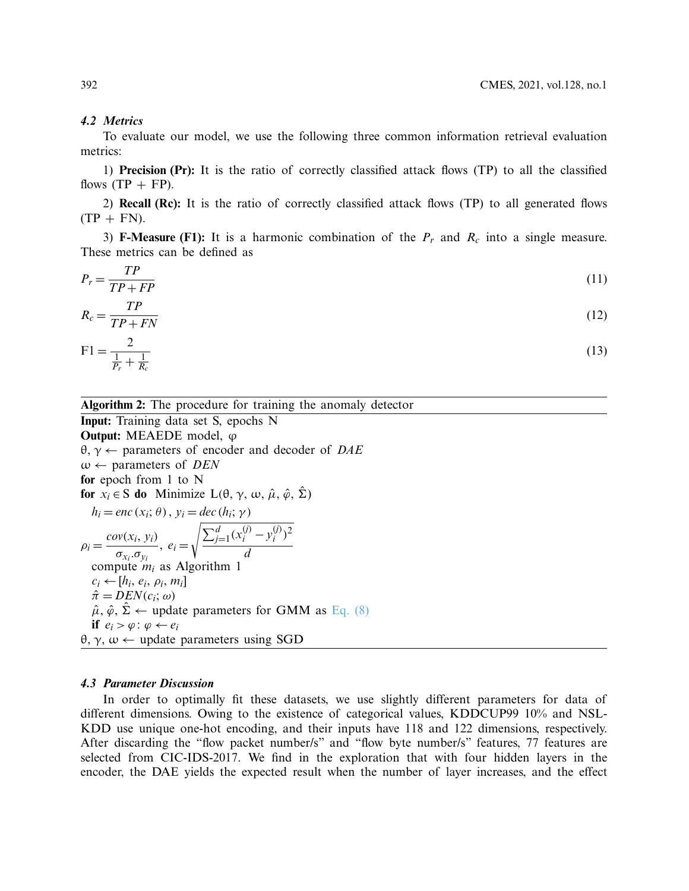### 4.2 Metrics

To evaluate our model, we use the following three common information retrieval evaluation metrics:

1) **Precision (Pr):** It is the ratio of correctly classified attack flows (TP) to all the classified flows (TP + FP).

2) **Recall (Rc):** It is the ratio of correctly classified attack flows (TP) to all generated flows (TP + FN).

3) **F-Measure (F1):** It is a harmonic combination of the $P_r$ and $R_c$ into a single measure. These metrics can be defined as

$$P_r = \frac{TP}{TP + FP} \tag{11}$$

$$R_c = \frac{TP}{TP + FN} \tag{12}$$

$$\mathrm{F1} = \frac{2}{\frac{1}{P_r} + \frac{1}{R_c}} \tag{13}$$

---

**Algorithm 2:** The procedure for training the anomaly detector

---

**Input:** Training data set S, epochs N
**Output:** MEAEDE model, φ
θ, γ ← parameters of encoder and decoder of *DAE*
ω ← parameters of *DEN*
**for** epoch from 1 to N
**for** $x_i \in$ S **do** Minimize L(θ, γ, ω, $\hat{\mu}$, $\hat{\varphi}$, $\hat{\Sigma}$)
  $h_i = enc(x_i; \theta)$, $y_i = dec(h_i; \gamma)$
$\rho_i = \frac{cov(x_i, y_i)}{\sigma_{x_i} . \sigma_{y_i}}$, $e_i = \sqrt{\frac{\sum_{j=1}^{d} (x_i^{(j)} - y_i^{(j)})^2}{d}}$
  compute $m_i$ as Algorithm 1
  $c_i \leftarrow [h_i, e_i, \rho_i, m_i]$
  $\hat{\pi} = DEN(c_i; \omega)$
  $\hat{\mu}$, $\hat{\varphi}$, $\hat{\Sigma}$ ← update parameters for GMM as Eq. (8)
  **if** $e_i > \varphi$: $\varphi \leftarrow e_i$
θ, γ, ω ← update parameters using SGD

---

### 4.3 Parameter Discussion

In order to optimally fit these datasets, we use slightly different parameters for data of different dimensions. Owing to the existence of categorical values, KDDCUP99 10% and NSL-KDD use unique one-hot encoding, and their inputs have 118 and 122 dimensions, respectively. After discarding the "flow packet number/s" and "flow byte number/s" features, 77 features are selected from CIC-IDS-2017. We find in the exploration that with four hidden layers in the encoder, the DAE yields the expected result when the number of layer increases, and the effect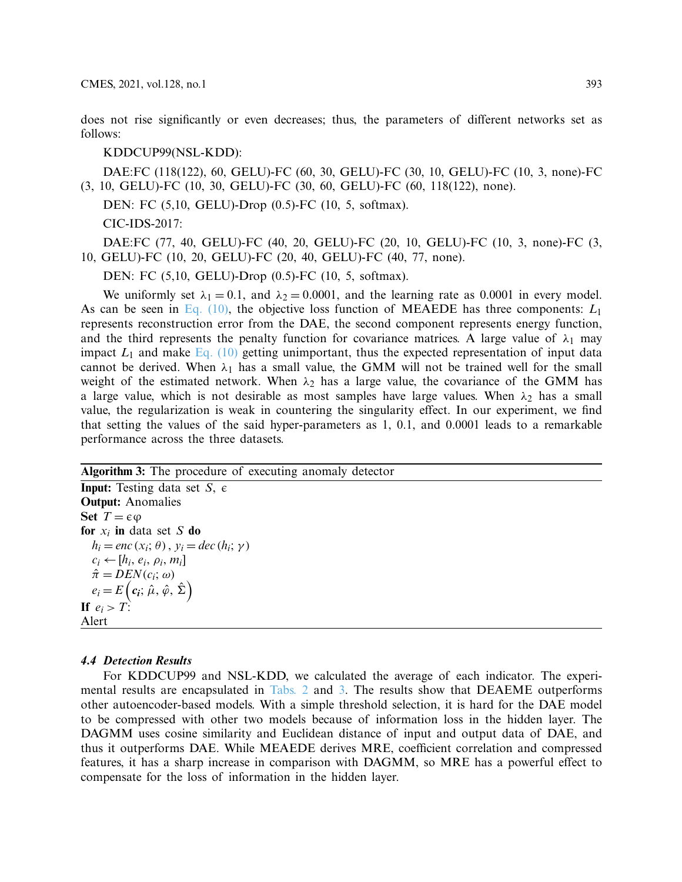does not rise significantly or even decreases; thus, the parameters of different networks set as follows:

KDDCUP99(NSL-KDD):

DAE:FC (118(122), 60, GELU)-FC (60, 30, GELU)-FC (30, 10, GELU)-FC (10, 3, none)-FC (3, 10, GELU)-FC (10, 30, GELU)-FC (30, 60, GELU)-FC (60, 118(122), none).

DEN: FC (5,10, GELU)-Drop (0.5)-FC (10, 5, softmax).

CIC-IDS-2017:

DAE:FC (77, 40, GELU)-FC (40, 20, GELU)-FC (20, 10, GELU)-FC (10, 3, none)-FC (3, 10, GELU)-FC (10, 20, GELU)-FC (20, 40, GELU)-FC (40, 77, none).

DEN: FC (5,10, GELU)-Drop (0.5)-FC (10, 5, softmax).

We uniformly set $\lambda_1 = 0.1$, and $\lambda_2 = 0.0001$, and the learning rate as 0.0001 in every model. As can be seen in Eq. (10), the objective loss function of MEAEDE has three components: $L_1$ represents reconstruction error from the DAE, the second component represents energy function, and the third represents the penalty function for covariance matrices. A large value of $\lambda_1$ may impact $L_1$ and make Eq. (10) getting unimportant, thus the expected representation of input data cannot be derived. When $\lambda_1$ has a small value, the GMM will not be trained well for the small weight of the estimated network. When $\lambda_2$ has a large value, the covariance of the GMM has a large value, which is not desirable as most samples have large values. When $\lambda_2$ has a small value, the regularization is weak in countering the singularity effect. In our experiment, we find that setting the values of the said hyper-parameters as 1, 0.1, and 0.0001 leads to a remarkable performance across the three datasets.

**Algorithm 3:** The procedure of executing anomaly detector

**Input:** Testing data set $S$, $\epsilon$
**Output:** Anomalies
**Set** $T = \epsilon\varphi$
**for** $x_i$ **in** data set $S$ **do**
  $h_i = enc(x_i; \theta), \; y_i = dec(h_i; \gamma)$
  $c_i \leftarrow [h_i, e_i, \rho_i, m_i]$
  $\hat{\pi} = DEN(c_i; \omega)$
  $e_i = E\left(\boldsymbol{c_i}; \hat{\mu}, \hat{\varphi}, \hat{\Sigma}\right)$
**If** $e_i > T$:
Alert

#### 4.4 Detection Results

For KDDCUP99 and NSL-KDD, we calculated the average of each indicator. The experimental results are encapsulated in Tabs. 2 and 3. The results show that DEAEME outperforms other autoencoder-based models. With a simple threshold selection, it is hard for the DAE model to be compressed with other two models because of information loss in the hidden layer. The DAGMM uses cosine similarity and Euclidean distance of input and output data of DAE, and thus it outperforms DAE. While MEAEDE derives MRE, coefficient correlation and compressed features, it has a sharp increase in comparison with DAGMM, so MRE has a powerful effect to compensate for the loss of information in the hidden layer.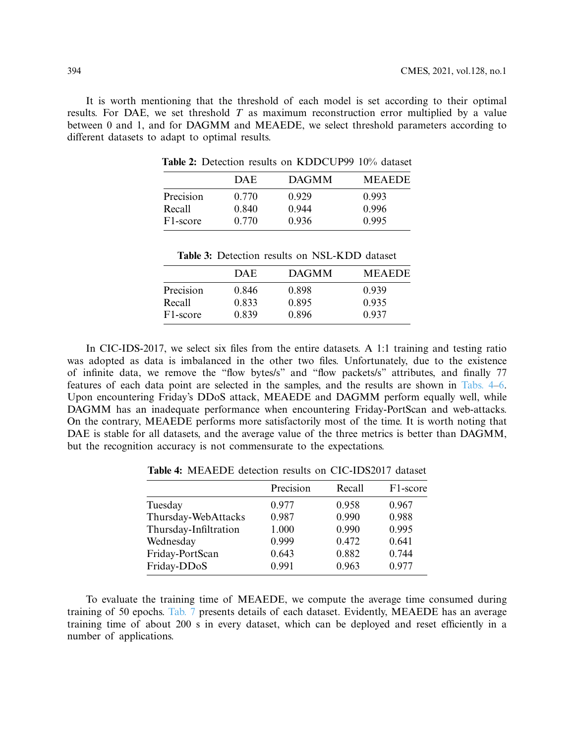It is worth mentioning that the threshold of each model is set according to their optimal results. For DAE, we set threshold $T$ as maximum reconstruction error multiplied by a value between 0 and 1, and for DAGMM and MEAEDE, we select threshold parameters according to different datasets to adapt to optimal results.

**Table 2:** Detection results on KDDCUP99 10% dataset

| | DAE | DAGMM | MEAEDE |
|---|---|---|---|
| Precision | 0.770 | 0.929 | 0.993 |
| Recall | 0.840 | 0.944 | 0.996 |
| F1-score | 0.770 | 0.936 | 0.995 |

**Table 3:** Detection results on NSL-KDD dataset

| | DAE | DAGMM | MEAEDE |
|---|---|---|---|
| Precision | 0.846 | 0.898 | 0.939 |
| Recall | 0.833 | 0.895 | 0.935 |
| F1-score | 0.839 | 0.896 | 0.937 |

In CIC-IDS-2017, we select six files from the entire datasets. A 1:1 training and testing ratio was adopted as data is imbalanced in the other two files. Unfortunately, due to the existence of infinite data, we remove the "flow bytes/s" and "flow packets/s" attributes, and finally 77 features of each data point are selected in the samples, and the results are shown in Tabs. 4–6. Upon encountering Friday's DDoS attack, MEAEDE and DAGMM perform equally well, while DAGMM has an inadequate performance when encountering Friday-PortScan and web-attacks. On the contrary, MEAEDE performs more satisfactorily most of the time. It is worth noting that DAE is stable for all datasets, and the average value of the three metrics is better than DAGMM, but the recognition accuracy is not commensurate to the expectations.

**Table 4:** MEAEDE detection results on CIC-IDS2017 dataset

| | Precision | Recall | F1-score |
|---|---|---|---|
| Tuesday | 0.977 | 0.958 | 0.967 |
| Thursday-WebAttacks | 0.987 | 0.990 | 0.988 |
| Thursday-Infiltration | 1.000 | 0.990 | 0.995 |
| Wednesday | 0.999 | 0.472 | 0.641 |
| Friday-PortScan | 0.643 | 0.882 | 0.744 |
| Friday-DDoS | 0.991 | 0.963 | 0.977 |

To evaluate the training time of MEAEDE, we compute the average time consumed during training of 50 epochs. Tab. 7 presents details of each dataset. Evidently, MEAEDE has an average training time of about 200 s in every dataset, which can be deployed and reset efficiently in a number of applications.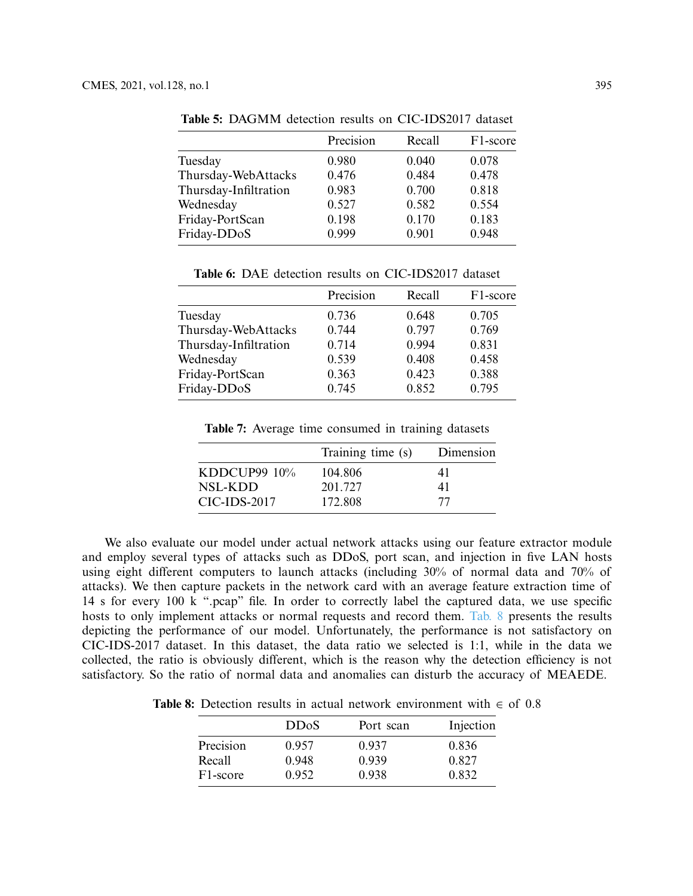**Table 5:** DAGMM detection results on CIC-IDS2017 dataset

| | Precision | Recall | F1-score |
|---|---|---|---|
| Tuesday | 0.980 | 0.040 | 0.078 |
| Thursday-WebAttacks | 0.476 | 0.484 | 0.478 |
| Thursday-Infiltration | 0.983 | 0.700 | 0.818 |
| Wednesday | 0.527 | 0.582 | 0.554 |
| Friday-PortScan | 0.198 | 0.170 | 0.183 |
| Friday-DDoS | 0.999 | 0.901 | 0.948 |

**Table 6:** DAE detection results on CIC-IDS2017 dataset

| | Precision | Recall | F1-score |
|---|---|---|---|
| Tuesday | 0.736 | 0.648 | 0.705 |
| Thursday-WebAttacks | 0.744 | 0.797 | 0.769 |
| Thursday-Infiltration | 0.714 | 0.994 | 0.831 |
| Wednesday | 0.539 | 0.408 | 0.458 |
| Friday-PortScan | 0.363 | 0.423 | 0.388 |
| Friday-DDoS | 0.745 | 0.852 | 0.795 |

**Table 7:** Average time consumed in training datasets

| | Training time (s) | Dimension |
|---|---|---|
| KDDCUP99 10% | 104.806 | 41 |
| NSL-KDD | 201.727 | 41 |
| CIC-IDS-2017 | 172.808 | 77 |

We also evaluate our model under actual network attacks using our feature extractor module and employ several types of attacks such as DDoS, port scan, and injection in five LAN hosts using eight different computers to launch attacks (including 30% of normal data and 70% of attacks). We then capture packets in the network card with an average feature extraction time of 14 s for every 100 k ".pcap" file. In order to correctly label the captured data, we use specific hosts to only implement attacks or normal requests and record them. Tab. 8 presents the results depicting the performance of our model. Unfortunately, the performance is not satisfactory on CIC-IDS-2017 dataset. In this dataset, the data ratio we selected is 1:1, while in the data we collected, the ratio is obviously different, which is the reason why the detection efficiency is not satisfactory. So the ratio of normal data and anomalies can disturb the accuracy of MEAEDE.

**Table 8:** Detection results in actual network environment with $\in$ of 0.8

| | DDoS | Port scan | Injection |
|---|---|---|---|
| Precision | 0.957 | 0.937 | 0.836 |
| Recall | 0.948 | 0.939 | 0.827 |
| F1-score | 0.952 | 0.938 | 0.832 |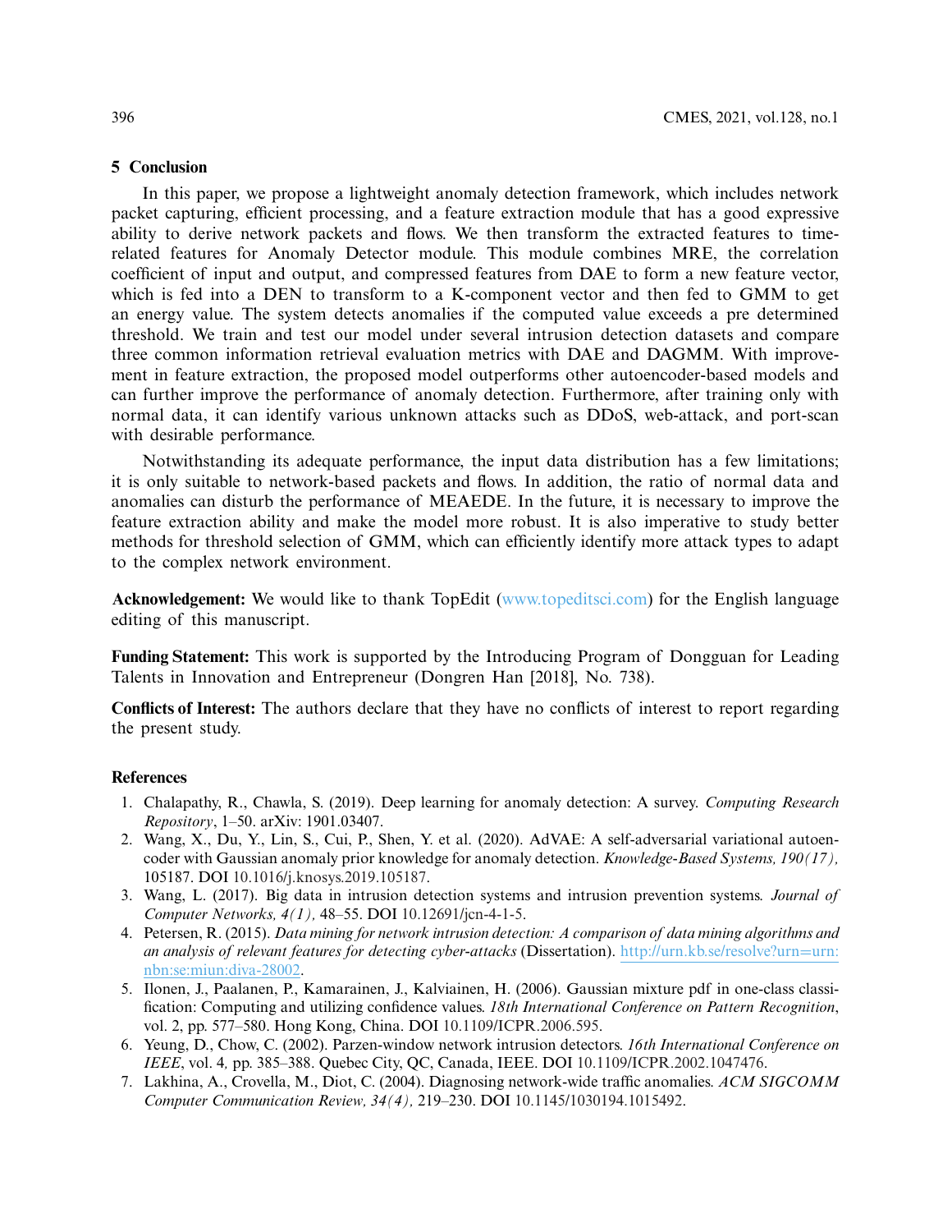## 5 Conclusion

In this paper, we propose a lightweight anomaly detection framework, which includes network packet capturing, efficient processing, and a feature extraction module that has a good expressive ability to derive network packets and flows. We then transform the extracted features to time-related features for Anomaly Detector module. This module combines MRE, the correlation coefficient of input and output, and compressed features from DAE to form a new feature vector, which is fed into a DEN to transform to a K-component vector and then fed to GMM to get an energy value. The system detects anomalies if the computed value exceeds a pre determined threshold. We train and test our model under several intrusion detection datasets and compare three common information retrieval evaluation metrics with DAE and DAGMM. With improvement in feature extraction, the proposed model outperforms other autoencoder-based models and can further improve the performance of anomaly detection. Furthermore, after training only with normal data, it can identify various unknown attacks such as DDoS, web-attack, and port-scan with desirable performance.

Notwithstanding its adequate performance, the input data distribution has a few limitations; it is only suitable to network-based packets and flows. In addition, the ratio of normal data and anomalies can disturb the performance of MEAEDE. In the future, it is necessary to improve the feature extraction ability and make the model more robust. It is also imperative to study better methods for threshold selection of GMM, which can efficiently identify more attack types to adapt to the complex network environment.

**Acknowledgement:** We would like to thank TopEdit (www.topeditsci.com) for the English language editing of this manuscript.

**Funding Statement:** This work is supported by the Introducing Program of Dongguan for Leading Talents in Innovation and Entrepreneur (Dongren Han [2018], No. 738).

**Conflicts of Interest:** The authors declare that they have no conflicts of interest to report regarding the present study.

## References

1. Chalapathy, R., Chawla, S. (2019). Deep learning for anomaly detection: A survey. *Computing Research Repository*, 1–50. arXiv: 1901.03407.
2. Wang, X., Du, Y., Lin, S., Cui, P., Shen, Y. et al. (2020). AdVAE: A self-adversarial variational autoencoder with Gaussian anomaly prior knowledge for anomaly detection. *Knowledge-Based Systems, 190(17),* 105187. DOI 10.1016/j.knosys.2019.105187.
3. Wang, L. (2017). Big data in intrusion detection systems and intrusion prevention systems. *Journal of Computer Networks, 4(1),* 48–55. DOI 10.12691/jcn-4-1-5.
4. Petersen, R. (2015). *Data mining for network intrusion detection: A comparison of data mining algorithms and an analysis of relevant features for detecting cyber-attacks* (Dissertation). http://urn.kb.se/resolve?urn=urn:nbn:se:miun:diva-28002.
5. Ilonen, J., Paalanen, P., Kamarainen, J., Kalviainen, H. (2006). Gaussian mixture pdf in one-class classification: Computing and utilizing confidence values. *18th International Conference on Pattern Recognition*, vol. 2, pp. 577–580. Hong Kong, China. DOI 10.1109/ICPR.2006.595.
6. Yeung, D., Chow, C. (2002). Parzen-window network intrusion detectors. *16th International Conference on IEEE*, vol. 4*,* pp. 385–388. Quebec City, QC, Canada, IEEE. DOI 10.1109/ICPR.2002.1047476.
7. Lakhina, A., Crovella, M., Diot, C. (2004). Diagnosing network-wide traffic anomalies. *ACM SIGCOMM Computer Communication Review, 34(4),* 219–230. DOI 10.1145/1030194.1015492.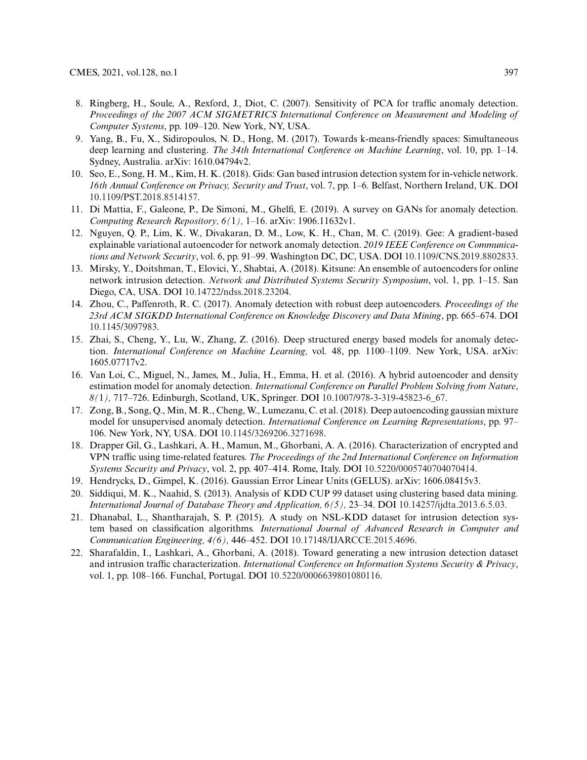8. Ringberg, H., Soule, A., Rexford, J., Diot, C. (2007). Sensitivity of PCA for traffic anomaly detection. *Proceedings of the 2007 ACM SIGMETRICS International Conference on Measurement and Modeling of Computer Systems*, pp. 109–120. New York, NY, USA.
9. Yang, B., Fu, X., Sidiropoulos, N. D., Hong, M. (2017). Towards k-means-friendly spaces: Simultaneous deep learning and clustering. *The 34th International Conference on Machine Learning*, vol. 10, pp. 1–14. Sydney, Australia. arXiv: 1610.04794v2.
10. Seo, E., Song, H. M., Kim, H. K. (2018). Gids: Gan based intrusion detection system for in-vehicle network. *16th Annual Conference on Privacy, Security and Trust*, vol. 7, pp. 1–6. Belfast, Northern Ireland, UK. DOI 10.1109/PST.2018.8514157.
11. Di Mattia, F., Galeone, P., De Simoni, M., Ghelfi, E. (2019). A survey on GANs for anomaly detection. *Computing Research Repository, 6(1),* 1–16. arXiv: 1906.11632v1.
12. Nguyen, Q. P., Lim, K. W., Divakaran, D. M., Low, K. H., Chan, M. C. (2019). Gee: A gradient-based explainable variational autoencoder for network anomaly detection. *2019 IEEE Conference on Communications and Network Security*, vol. 6, pp. 91–99. Washington DC, DC, USA. DOI 10.1109/CNS.2019.8802833.
13. Mirsky, Y., Doitshman, T., Elovici, Y., Shabtai, A. (2018). Kitsune: An ensemble of autoencoders for online network intrusion detection. *Network and Distributed Systems Security Symposium*, vol. 1, pp. 1–15. San Diego, CA, USA. DOI 10.14722/ndss.2018.23204.
14. Zhou, C., Paffenroth, R. C. (2017). Anomaly detection with robust deep autoencoders. *Proceedings of the 23rd ACM SIGKDD International Conference on Knowledge Discovery and Data Mining*, pp. 665–674. DOI 10.1145/3097983.
15. Zhai, S., Cheng, Y., Lu, W., Zhang, Z. (2016). Deep structured energy based models for anomaly detection. *International Conference on Machine Learning,* vol. 48, pp. 1100–1109. New York, USA. arXiv: 1605.07717v2.
16. Van Loi, C., Miguel, N., James, M., Julia, H., Emma, H. et al. (2016). A hybrid autoencoder and density estimation model for anomaly detection. *International Conference on Parallel Problem Solving from Nature*, *8(1),* 717–726. Edinburgh, Scotland, UK, Springer. DOI 10.1007/978-3-319-45823-6_67.
17. Zong, B., Song, Q., Min, M. R., Cheng, W., Lumezanu, C. et al. (2018). Deep autoencoding gaussian mixture model for unsupervised anomaly detection. *International Conference on Learning Representations*, pp. 97–106. New York, NY, USA. DOI 10.1145/3269206.3271698.
18. Drapper Gil, G., Lashkari, A. H., Mamun, M., Ghorbani, A. A. (2016). Characterization of encrypted and VPN traffic using time-related features. *The Proceedings of the 2nd International Conference on Information Systems Security and Privacy*, vol. 2, pp. 407–414. Rome, Italy. DOI 10.5220/0005740704070414.
19. Hendrycks, D., Gimpel, K. (2016). Gaussian Error Linear Units (GELUS). arXiv: 1606.08415v3.
20. Siddiqui, M. K., Naahid, S. (2013). Analysis of KDD CUP 99 dataset using clustering based data mining. *International Journal of Database Theory and Application, 6(5),* 23–34. DOI 10.14257/ijdta.2013.6.5.03.
21. Dhanabal, L., Shantharajah, S. P. (2015). A study on NSL-KDD dataset for intrusion detection system based on classification algorithms. *International Journal of Advanced Research in Computer and Communication Engineering, 4(6),* 446–452. DOI 10.17148/IJARCCE.2015.4696.
22. Sharafaldin, I., Lashkari, A., Ghorbani, A. (2018). Toward generating a new intrusion detection dataset and intrusion traffic characterization. *International Conference on Information Systems Security & Privacy*, vol. 1, pp. 108–166. Funchal, Portugal. DOI 10.5220/0006639801080116.